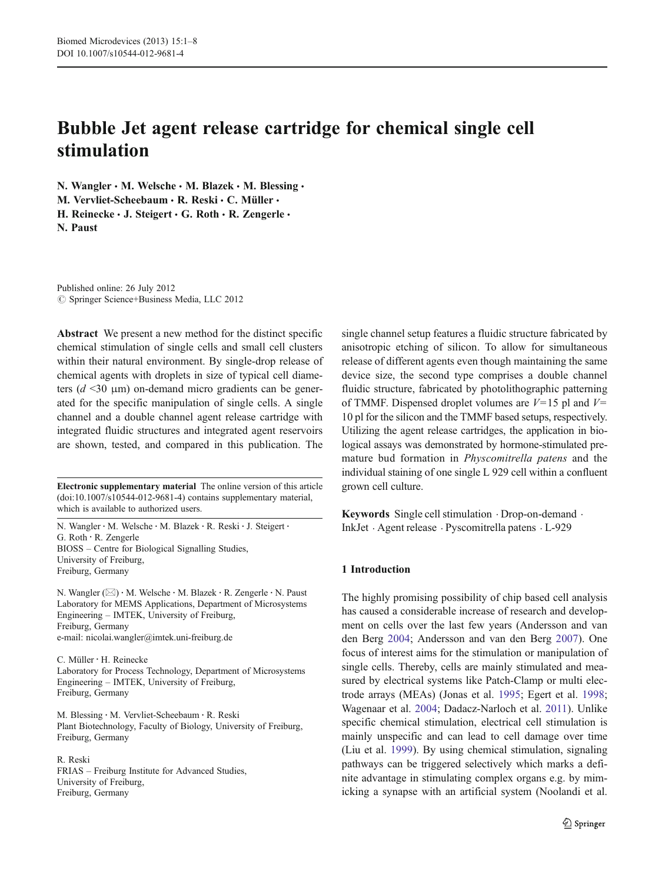# Bubble Jet agent release cartridge for chemical single cell stimulation

**N. Wangler · M. Welsche · M. Blazek · M. Blessing · M. Vervliet-Scheebaum · R. Reski · C. Müller · H. Reinecke · J. Steigert · G. Roth · R. Zengerle · N. Paust**

Published online: 26 July 2012
© Springer Science+Business Media, LLC 2012

**Abstract** We present a new method for the distinct specific chemical stimulation of single cells and small cell clusters within their natural environment. By single-drop release of chemical agents with droplets in size of typical cell diameters ($d$ <30 μm) on-demand micro gradients can be generated for the specific manipulation of single cells. A single channel and a double channel agent release cartridge with integrated fluidic structures and integrated agent reservoirs are shown, tested, and compared in this publication. The single channel setup features a fluidic structure fabricated by anisotropic etching of silicon. To allow for simultaneous release of different agents even though maintaining the same device size, the second type comprises a double channel fluidic structure, fabricated by photolithographic patterning of TMMF. Dispensed droplet volumes are $V$=15 pl and $V$=10 pl for the silicon and the TMMF based setups, respectively. Utilizing the agent release cartridges, the application in biological assays was demonstrated by hormone-stimulated premature bud formation in *Physcomitrella patens* and the individual staining of one single L 929 cell within a confluent grown cell culture.

**Keywords** Single cell stimulation · Drop-on-demand · InkJet · Agent release · Pyscomitrella patens · L-929

**Electronic supplementary material** The online version of this article (doi:10.1007/s10544-012-9681-4) contains supplementary material, which is available to authorized users.

N. Wangler · M. Welsche · M. Blazek · R. Reski · J. Steigert · G. Roth · R. Zengerle
BIOSS – Centre for Biological Signalling Studies, University of Freiburg, Freiburg, Germany

N. Wangler (✉) · M. Welsche · M. Blazek · R. Zengerle · N. Paust
Laboratory for MEMS Applications, Department of Microsystems Engineering – IMTEK, University of Freiburg, Freiburg, Germany
e-mail: nicolai.wangler@imtek.uni-freiburg.de

C. Müller · H. Reinecke
Laboratory for Process Technology, Department of Microsystems Engineering – IMTEK, University of Freiburg, Freiburg, Germany

M. Blessing · M. Vervliet-Scheebaum · R. Reski
Plant Biotechnology, Faculty of Biology, University of Freiburg, Freiburg, Germany

R. Reski
FRIAS – Freiburg Institute for Advanced Studies, University of Freiburg, Freiburg, Germany

## 1 Introduction

The highly promising possibility of chip based cell analysis has caused a considerable increase of research and development on cells over the last few years (Andersson and van den Berg 2004; Andersson and van den Berg 2007). One focus of interest aims for the stimulation or manipulation of single cells. Thereby, cells are mainly stimulated and measured by electrical systems like Patch-Clamp or multi electrode arrays (MEAs) (Jonas et al. 1995; Egert et al. 1998; Wagenaar et al. 2004; Dadacz-Narloch et al. 2011). Unlike specific chemical stimulation, electrical cell stimulation is mainly unspecific and can lead to cell damage over time (Liu et al. 1999). By using chemical stimulation, signaling pathways can be triggered selectively which marks a definite advantage in stimulating complex organs e.g. by mimicking a synapse with an artificial system (Noolandi et al.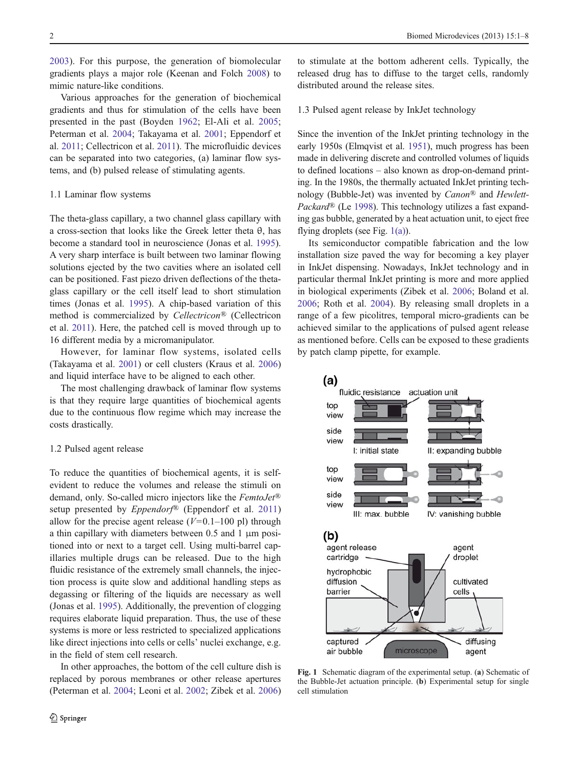2003). For this purpose, the generation of biomolecular gradients plays a major role (Keenan and Folch 2008) to mimic nature-like conditions.

Various approaches for the generation of biochemical gradients and thus for stimulation of the cells have been presented in the past (Boyden 1962; El-Ali et al. 2005; Peterman et al. 2004; Takayama et al. 2001; Eppendorf et al. 2011; Cellectricon et al. 2011). The microfluidic devices can be separated into two categories, (a) laminar flow systems, and (b) pulsed release of stimulating agents.

### 1.1 Laminar flow systems

The theta-glass capillary, a two channel glass capillary with a cross-section that looks like the Greek letter theta θ, has become a standard tool in neuroscience (Jonas et al. 1995). A very sharp interface is built between two laminar flowing solutions ejected by the two cavities where an isolated cell can be positioned. Fast piezo driven deflections of the theta-glass capillary or the cell itself lead to short stimulation times (Jonas et al. 1995). A chip-based variation of this method is commercialized by *Cellectricon®* (Cellectricon et al. 2011). Here, the patched cell is moved through up to 16 different media by a micromanipulator.

However, for laminar flow systems, isolated cells (Takayama et al. 2001) or cell clusters (Kraus et al. 2006) and liquid interface have to be aligned to each other.

The most challenging drawback of laminar flow systems is that they require large quantities of biochemical agents due to the continuous flow regime which may increase the costs drastically.

### 1.2 Pulsed agent release

To reduce the quantities of biochemical agents, it is self-evident to reduce the volumes and release the stimuli on demand, only. So-called micro injectors like the *FemtoJet®* setup presented by *Eppendorf®* (Eppendorf et al. 2011) allow for the precise agent release ($V$=0.1–100 pl) through a thin capillary with diameters between 0.5 and 1 μm positioned into or next to a target cell. Using multi-barrel capillaries multiple drugs can be released. Due to the high fluidic resistance of the extremely small channels, the injection process is quite slow and additional handling steps as degassing or filtering of the liquids are necessary as well (Jonas et al. 1995). Additionally, the prevention of clogging requires elaborate liquid preparation. Thus, the use of these systems is more or less restricted to specialized applications like direct injections into cells or cells' nuclei exchange, e.g. in the field of stem cell research.

In other approaches, the bottom of the cell culture dish is replaced by porous membranes or other release apertures (Peterman et al. 2004; Leoni et al. 2002; Zibek et al. 2006) to stimulate at the bottom adherent cells. Typically, the released drug has to diffuse to the target cells, randomly distributed around the release sites.

### 1.3 Pulsed agent release by InkJet technology

Since the invention of the InkJet printing technology in the early 1950s (Elmqvist et al. 1951), much progress has been made in delivering discrete and controlled volumes of liquids to defined locations – also known as drop-on-demand printing. In the 1980s, the thermally actuated InkJet printing technology (Bubble-Jet) was invented by *Canon®* and *Hewlett-Packard®* (Le 1998). This technology utilizes a fast expanding gas bubble, generated by a heat actuation unit, to eject free flying droplets (see Fig. 1(a)).

Its semiconductor compatible fabrication and the low installation size paved the way for becoming a key player in InkJet dispensing. Nowadays, InkJet technology and in particular thermal InkJet printing is more and more applied in biological experiments (Zibek et al. 2006; Boland et al. 2006; Roth et al. 2004). By releasing small droplets in a range of a few picolitres, temporal micro-gradients can be achieved similar to the applications of pulsed agent release as mentioned before. Cells can be exposed to these gradients by patch clamp pipette, for example.

**Fig. 1** Schematic diagram of the experimental setup. (**a**) Schematic of the Bubble-Jet actuation principle. (**b**) Experimental setup for single cell stimulation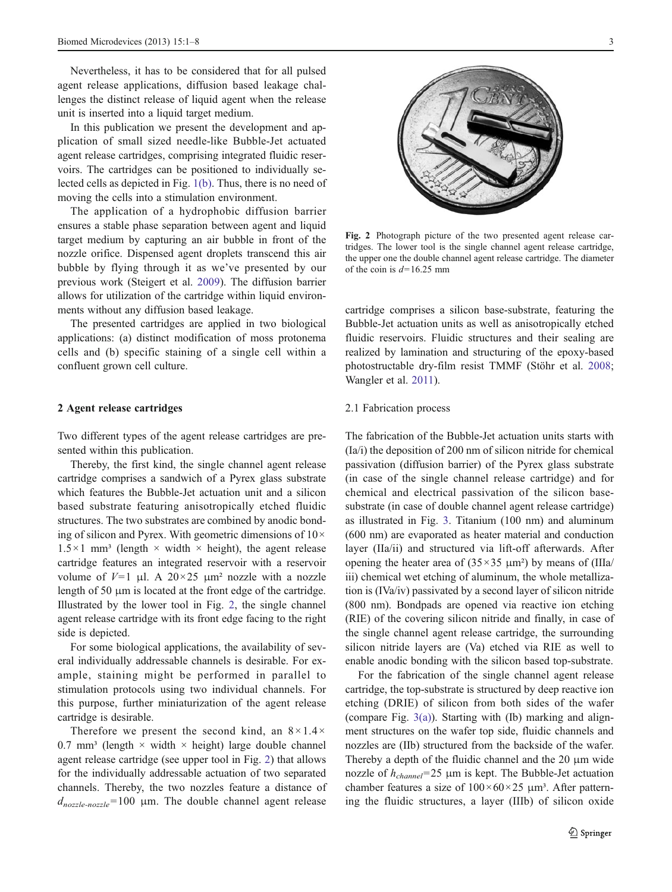Nevertheless, it has to be considered that for all pulsed agent release applications, diffusion based leakage challenges the distinct release of liquid agent when the release unit is inserted into a liquid target medium.

In this publication we present the development and application of small sized needle-like Bubble-Jet actuated agent release cartridges, comprising integrated fluidic reservoirs. The cartridges can be positioned to individually selected cells as depicted in Fig. 1(b). Thus, there is no need of moving the cells into a stimulation environment.

The application of a hydrophobic diffusion barrier ensures a stable phase separation between agent and liquid target medium by capturing an air bubble in front of the nozzle orifice. Dispensed agent droplets transcend this air bubble by flying through it as we've presented by our previous work (Steigert et al. 2009). The diffusion barrier allows for utilization of the cartridge within liquid environments without any diffusion based leakage.

The presented cartridges are applied in two biological applications: (a) distinct modification of moss protonema cells and (b) specific staining of a single cell within a confluent grown cell culture.

## 2 Agent release cartridges

Two different types of the agent release cartridges are presented within this publication.

Thereby, the first kind, the single channel agent release cartridge comprises a sandwich of a Pyrex glass substrate which features the Bubble-Jet actuation unit and a silicon based substrate featuring anisotropically etched fluidic structures. The two substrates are combined by anodic bonding of silicon and Pyrex. With geometric dimensions of $10\times1.5\times1$ mm³ (length × width × height), the agent release cartridge features an integrated reservoir with a reservoir volume of $V=1$ µl. A $20\times25$ µm² nozzle with a nozzle length of 50 µm is located at the front edge of the cartridge. Illustrated by the lower tool in Fig. 2, the single channel agent release cartridge with its front edge facing to the right side is depicted.

For some biological applications, the availability of several individually addressable channels is desirable. For example, staining might be performed in parallel to stimulation protocols using two individual channels. For this purpose, further miniaturization of the agent release cartridge is desirable.

Therefore we present the second kind, an $8\times1.4\times0.7$ mm³ (length × width × height) large double channel agent release cartridge (see upper tool in Fig. 2) that allows for the individually addressable actuation of two separated channels. Thereby, the two nozzles feature a distance of $d_{nozzle\text{-}nozzle}=100$ µm. The double channel agent release cartridge comprises a silicon base-substrate, featuring the Bubble-Jet actuation units as well as anisotropically etched fluidic reservoirs. Fluidic structures and their sealing are realized by lamination and structuring of the epoxy-based photostructable dry-film resist TMMF (Stöhr et al. 2008; Wangler et al. 2011).

Fig. 2 Photograph picture of the two presented agent release cartridges. The lower tool is the single channel agent release cartridge, the upper one the double channel agent release cartridge. The diameter of the coin is $d=16.25$ mm

### 2.1 Fabrication process

The fabrication of the Bubble-Jet actuation units starts with (Ia/i) the deposition of 200 nm of silicon nitride for chemical passivation (diffusion barrier) of the Pyrex glass substrate (in case of the single channel release cartridge) and for chemical and electrical passivation of the silicon base-substrate (in case of double channel agent release cartridge) as illustrated in Fig. 3. Titanium (100 nm) and aluminum (600 nm) are evaporated as heater material and conduction layer (IIa/ii) and structured via lift-off afterwards. After opening the heater area of ($35\times35$ µm²) by means of (IIIa/iii) chemical wet etching of aluminum, the whole metallization is (IVa/iv) passivated by a second layer of silicon nitride (800 nm). Bondpads are opened via reactive ion etching (RIE) of the covering silicon nitride and finally, in case of the single channel agent release cartridge, the surrounding silicon nitride layers are (Va) etched via RIE as well to enable anodic bonding with the silicon based top-substrate.

For the fabrication of the single channel agent release cartridge, the top-substrate is structured by deep reactive ion etching (DRIE) of silicon from both sides of the wafer (compare Fig. 3(a)). Starting with (Ib) marking and alignment structures on the wafer top side, fluidic channels and nozzles are (IIb) structured from the backside of the wafer. Thereby a depth of the fluidic channel and the 20 µm wide nozzle of $h_{channel}=25$ µm is kept. The Bubble-Jet actuation chamber features a size of $100\times60\times25$ µm³. After patterning the fluidic structures, a layer (IIIb) of silicon oxide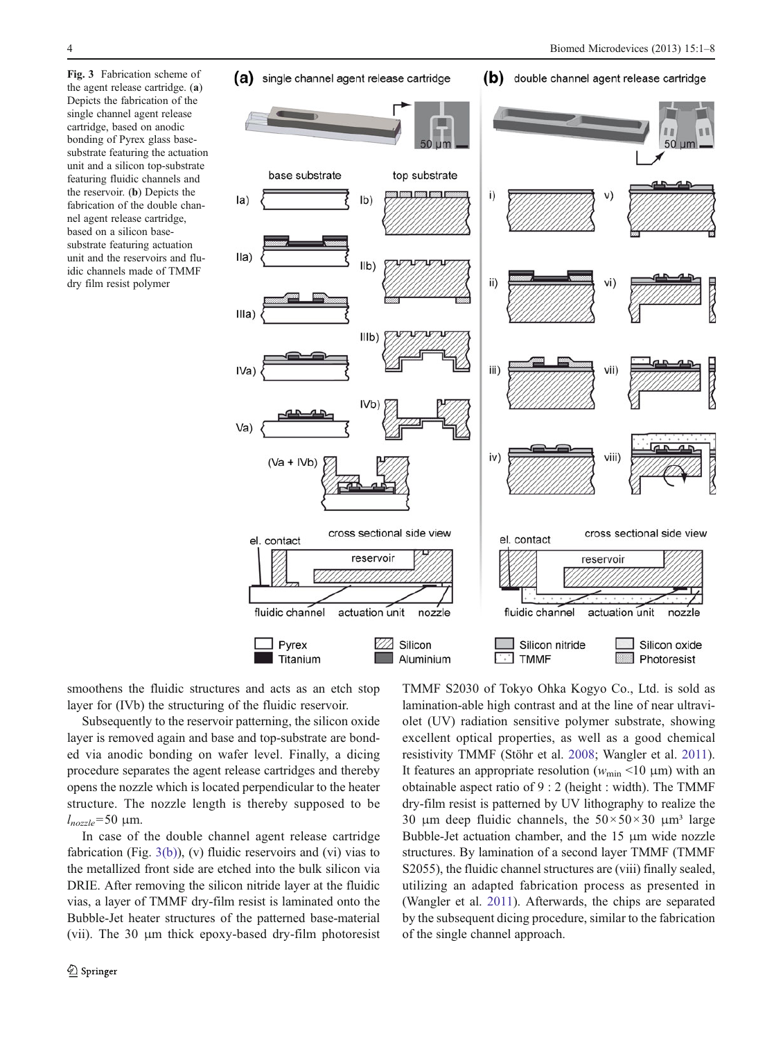**Fig. 3** Fabrication scheme of the agent release cartridge. (**a**) Depicts the fabrication of the single channel agent release cartridge, based on anodic bonding of Pyrex glass base-substrate featuring the actuation unit and a silicon top-substrate featuring fluidic channels and the reservoir. (**b**) Depicts the fabrication of the double channel agent release cartridge, based on a silicon base-substrate featuring actuation unit and the reservoirs and fluidic channels made of TMMF dry film resist polymer

smoothens the fluidic structures and acts as an etch stop layer for (IVb) the structuring of the fluidic reservoir.

Subsequently to the reservoir patterning, the silicon oxide layer is removed again and base and top-substrate are bonded via anodic bonding on wafer level. Finally, a dicing procedure separates the agent release cartridges and thereby opens the nozzle which is located perpendicular to the heater structure. The nozzle length is thereby supposed to be $l_{nozzle}$=50 μm.

In case of the double channel agent release cartridge fabrication (Fig. 3(b)), (v) fluidic reservoirs and (vi) vias to the metallized front side are etched into the bulk silicon via DRIE. After removing the silicon nitride layer at the fluidic vias, a layer of TMMF dry-film resist is laminated onto the Bubble-Jet heater structures of the patterned base-material (vii). The 30 μm thick epoxy-based dry-film photoresist TMMF S2030 of Tokyo Ohka Kogyo Co., Ltd. is sold as lamination-able high contrast and at the line of near ultraviolet (UV) radiation sensitive polymer substrate, showing excellent optical properties, as well as a good chemical resistivity TMMF (Stöhr et al. 2008; Wangler et al. 2011). It features an appropriate resolution ($w_{\min}$ <10 μm) with an obtainable aspect ratio of 9 : 2 (height : width). The TMMF dry-film resist is patterned by UV lithography to realize the 30 μm deep fluidic channels, the $50\times50\times30$ μm³ large Bubble-Jet actuation chamber, and the 15 μm wide nozzle structures. By lamination of a second layer TMMF (TMMF S2055), the fluidic channel structures are (viii) finally sealed, utilizing an adapted fabrication process as presented in (Wangler et al. 2011). Afterwards, the chips are separated by the subsequent dicing procedure, similar to the fabrication of the single channel approach.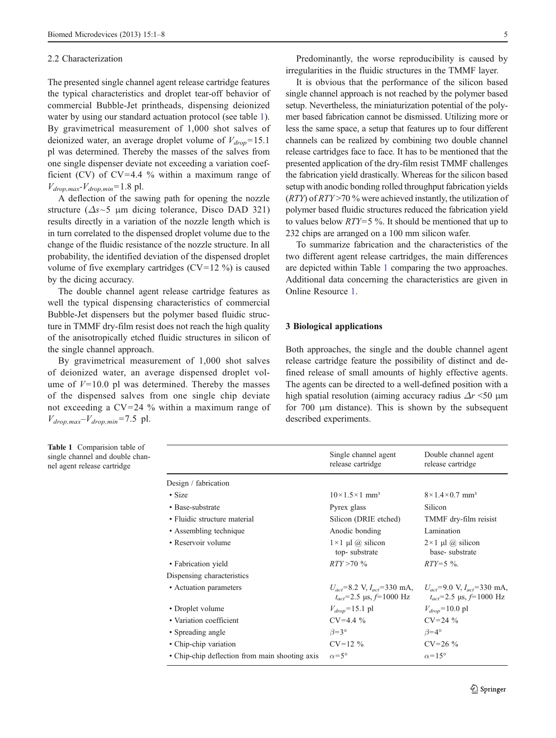### 2.2 Characterization

The presented single channel agent release cartridge features the typical characteristics and droplet tear-off behavior of commercial Bubble-Jet printheads, dispensing deionized water by using our standard actuation protocol (see table 1). By gravimetrical measurement of 1,000 shot salves of deionized water, an average droplet volume of $V_{drop}$=15.1 pl was determined. Thereby the masses of the salves from one single dispenser deviate not exceeding a variation coefficient (CV) of CV=4.4 % within a maximum range of $V_{drop,max}$-$V_{drop,min}$=1.8 pl.

A deflection of the sawing path for opening the nozzle structure ($\Delta s$~5 μm dicing tolerance, Disco DAD 321) results directly in a variation of the nozzle length which is in turn correlated to the dispensed droplet volume due to the change of the fluidic resistance of the nozzle structure. In all probability, the identified deviation of the dispensed droplet volume of five exemplary cartridges (CV=12 %) is caused by the dicing accuracy.

The double channel agent release cartridge features as well the typical dispensing characteristics of commercial Bubble-Jet dispensers but the polymer based fluidic structure in TMMF dry-film resist does not reach the high quality of the anisotropically etched fluidic structures in silicon of the single channel approach.

By gravimetrical measurement of 1,000 shot salves of deionized water, an average dispensed droplet volume of $V$=10.0 pl was determined. Thereby the masses of the dispensed salves from one single chip deviate not exceeding a CV=24 % within a maximum range of $V_{drop,max}$–$V_{drop,min}$=7.5 pl.

Predominantly, the worse reproducibility is caused by irregularities in the fluidic structures in the TMMF layer.

It is obvious that the performance of the silicon based single channel approach is not reached by the polymer based setup. Nevertheless, the miniaturization potential of the polymer based fabrication cannot be dismissed. Utilizing more or less the same space, a setup that features up to four different channels can be realized by combining two double channel release cartridges face to face. It has to be mentioned that the presented application of the dry-film resist TMMF challenges the fabrication yield drastically. Whereas for the silicon based setup with anodic bonding rolled throughput fabrication yields (*RTY*) of *RTY*>70 % were achieved instantly, the utilization of polymer based fluidic structures reduced the fabrication yield to values below *RTY*=5 %. It should be mentioned that up to 232 chips are arranged on a 100 mm silicon wafer.

To summarize fabrication and the characteristics of the two different agent release cartridges, the main differences are depicted within Table 1 comparing the two approaches. Additional data concerning the characteristics are given in Online Resource 1.

## 3 Biological applications

Both approaches, the single and the double channel agent release cartridge feature the possibility of distinct and defined release of small amounts of highly effective agents. The agents can be directed to a well-defined position with a high spatial resolution (aiming accuracy radius $\Delta r$ <50 μm for 700 μm distance). This is shown by the subsequent described experiments.

**Table 1** Comparision table of single channel and double channel agent release cartridge

| | Single channel agent release cartridge | Double channel agent release cartridge |
|---|---|---|
| Design / fabrication | | |
| • Size | 10×1.5×1 mm³ | 8×1.4×0.7 mm³ |
| • Base-substrate | Pyrex glass | Silicon |
| • Fluidic structure material | Silicon (DRIE etched) | TMMF dry-film reisist |
| • Assembling technique | Anodic bonding | Lamination |
| • Reservoir volume | 1×1 μl @ silicon top- substrate | 2×1 μl @ silicon base- substrate |
| • Fabrication yield | *RTY*>70 % | *RTY*=5 %. |
| Dispensing characteristics | | |
| • Actuation parameters | $U_{act}$=8.2 V, $I_{act}$=330 mA, $t_{act}$=2.5 μs, $f$=1000 Hz | $U_{act}$=9.0 V, $I_{act}$=330 mA, $t_{act}$=2.5 μs, $f$=1000 Hz |
| • Droplet volume | $V_{drop}$=15.1 pl | $V_{drop}$=10.0 pl |
| • Variation coefficient | CV=4.4 % | CV=24 % |
| • Spreading angle | $\beta$=3° | $\beta$=4° |
| • Chip-chip variation | CV=12 % | CV=26 % |
| • Chip-chip deflection from main shooting axis | $\alpha$=5° | $\alpha$=15° |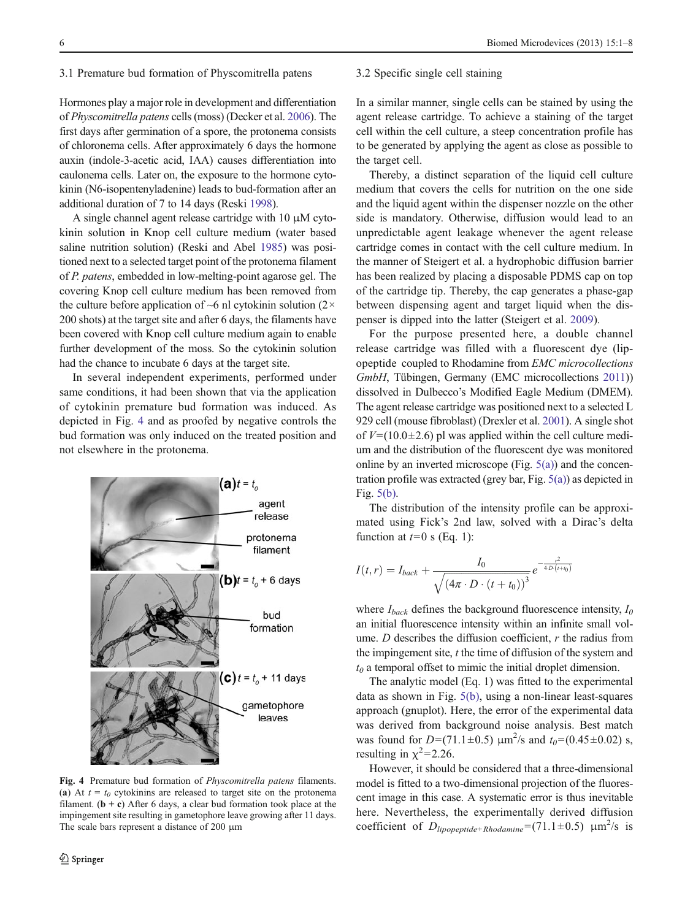### 3.1 Premature bud formation of Physcomitrella patens

Hormones play a major role in development and differentiation of *Physcomitrella patens* cells (moss) (Decker et al. 2006). The first days after germination of a spore, the protonema consists of chloronema cells. After approximately 6 days the hormone auxin (indole-3-acetic acid, IAA) causes differentiation into caulonema cells. Later on, the exposure to the hormone cytokinin (N6-isopentenyladenine) leads to bud-formation after an additional duration of 7 to 14 days (Reski 1998).

A single channel agent release cartridge with 10 μM cytokinin solution in Knop cell culture medium (water based saline nutrition solution) (Reski and Abel 1985) was positioned next to a selected target point of the protonema filament of *P. patens*, embedded in low-melting-point agarose gel. The covering Knop cell culture medium has been removed from the culture before application of ~6 nl cytokinin solution (2× 200 shots) at the target site and after 6 days, the filaments have been covered with Knop cell culture medium again to enable further development of the moss. So the cytokinin solution had the chance to incubate 6 days at the target site.

In several independent experiments, performed under same conditions, it had been shown that via the application of cytokinin premature bud formation was induced. As depicted in Fig. 4 and as proofed by negative controls the bud formation was only induced on the treated position and not elsewhere in the protonema.

**Fig. 4** Premature bud formation of *Physcomitrella patens* filaments. (**a**) At $t = t_0$ cytokinins are released to target site on the protonema filament. (**b + c**) After 6 days, a clear bud formation took place at the impingement site resulting in gametophore leave growing after 11 days. The scale bars represent a distance of 200 μm

### 3.2 Specific single cell staining

In a similar manner, single cells can be stained by using the agent release cartridge. To achieve a staining of the target cell within the cell culture, a steep concentration profile has to be generated by applying the agent as close as possible to the target cell.

Thereby, a distinct separation of the liquid cell culture medium that covers the cells for nutrition on the one side and the liquid agent within the dispenser nozzle on the other side is mandatory. Otherwise, diffusion would lead to an unpredictable agent leakage whenever the agent release cartridge comes in contact with the cell culture medium. In the manner of Steigert et al. a hydrophobic diffusion barrier has been realized by placing a disposable PDMS cap on top of the cartridge tip. Thereby, the cap generates a phase-gap between dispensing agent and target liquid when the dispenser is dipped into the latter (Steigert et al. 2009).

For the purpose presented here, a double channel release cartridge was filled with a fluorescent dye (lipopeptide coupled to Rhodamine from *EMC microcollections GmbH*, Tübingen, Germany (EMC microcollections 2011)) dissolved in Dulbecco's Modified Eagle Medium (DMEM). The agent release cartridge was positioned next to a selected L 929 cell (mouse fibroblast) (Drexler et al. 2001). A single shot of $V=(10.0\pm2.6)$ pl was applied within the cell culture medium and the distribution of the fluorescent dye was monitored online by an inverted microscope (Fig. 5(a)) and the concentration profile was extracted (grey bar, Fig. 5(a)) as depicted in Fig. 5(b).

The distribution of the intensity profile can be approximated using Fick's 2nd law, solved with a Dirac's delta function at $t=0$ s (Eq. 1):

$$I(t,r) = I_{back} + \frac{I_0}{\sqrt{\left(4\pi \cdot D \cdot (t+t_0)\right)^3}} e^{-\frac{r^2}{4 \cdot D \cdot (t+t_0)}}$$

where $I_{back}$ defines the background fluorescence intensity, $I_0$ an initial fluorescence intensity within an infinite small volume. $D$ describes the diffusion coefficient, $r$ the radius from the impingement site, $t$ the time of diffusion of the system and $t_0$ a temporal offset to mimic the initial droplet dimension.

The analytic model (Eq. 1) was fitted to the experimental data as shown in Fig. 5(b), using a non-linear least-squares approach (gnuplot). Here, the error of the experimental data was derived from background noise analysis. Best match was found for $D=(71.1\pm0.5)$ μm²/s and $t_0=(0.45\pm0.02)$ s, resulting in $\chi^2=2.26$.

However, it should be considered that a three-dimensional model is fitted to a two-dimensional projection of the fluorescent image in this case. A systematic error is thus inevitable here. Nevertheless, the experimentally derived diffusion coefficient of $D_{lipopeptide+Rhodamine}=(71.1\pm0.5)$ μm²/s is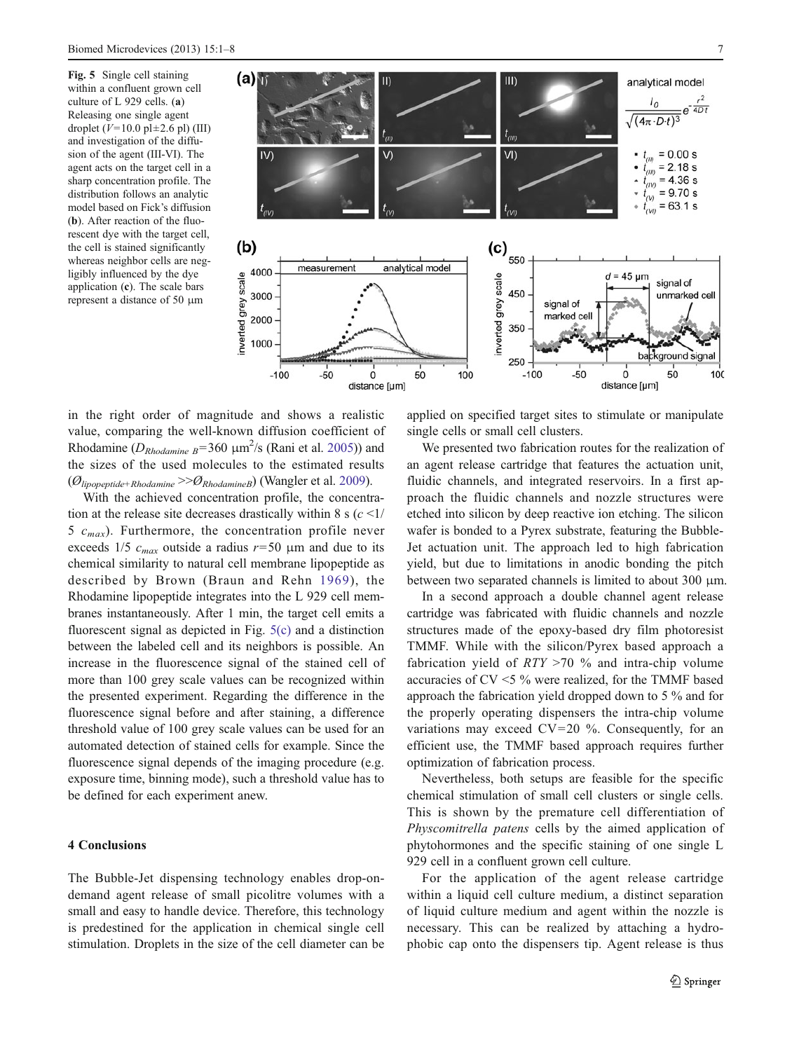**Fig. 5** Single cell staining within a confluent grown cell culture of L 929 cells. (**a**) Releasing one single agent droplet ($V$=10.0 pl±2.6 pl) (III) and investigation of the diffusion of the agent (III-VI). The agent acts on the target cell in a sharp concentration profile. The distribution follows an analytic model based on Fick's diffusion (**b**). After reaction of the fluorescent dye with the target cell, the cell is stained significantly whereas neighbor cells are negligibly influenced by the dye application (**c**). The scale bars represent a distance of 50 μm

in the right order of magnitude and shows a realistic value, comparing the well-known diffusion coefficient of Rhodamine ($D_{Rhodamine\ B}$=360 μm$^2$/s (Rani et al. 2005)) and the sizes of the used molecules to the estimated results ($Ø_{lipopeptide+Rhodamine} >> Ø_{RhodamineB}$) (Wangler et al. 2009).

With the achieved concentration profile, the concentration at the release site decreases drastically within 8 s ($c$ <1/5 $c_{max}$). Furthermore, the concentration profile never exceeds 1/5 $c_{max}$ outside a radius $r$=50 μm and due to its chemical similarity to natural cell membrane lipopeptide as described by Brown (Braun and Rehn 1969), the Rhodamine lipopeptide integrates into the L 929 cell membranes instantaneously. After 1 min, the target cell emits a fluorescent signal as depicted in Fig. 5(c) and a distinction between the labeled cell and its neighbors is possible. An increase in the fluorescence signal of the stained cell of more than 100 grey scale values can be recognized within the presented experiment. Regarding the difference in the fluorescence signal before and after staining, a difference threshold value of 100 grey scale values can be used for an automated detection of stained cells for example. Since the fluorescence signal depends of the imaging procedure (e.g. exposure time, binning mode), such a threshold value has to be defined for each experiment anew.

## 4 Conclusions

The Bubble-Jet dispensing technology enables drop-on-demand agent release of small picolitre volumes with a small and easy to handle device. Therefore, this technology is predestined for the application in chemical single cell stimulation. Droplets in the size of the cell diameter can be applied on specified target sites to stimulate or manipulate single cells or small cell clusters.

We presented two fabrication routes for the realization of an agent release cartridge that features the actuation unit, fluidic channels, and integrated reservoirs. In a first approach the fluidic channels and nozzle structures were etched into silicon by deep reactive ion etching. The silicon wafer is bonded to a Pyrex substrate, featuring the Bubble-Jet actuation unit. The approach led to high fabrication yield, but due to limitations in anodic bonding the pitch between two separated channels is limited to about 300 μm.

In a second approach a double channel agent release cartridge was fabricated with fluidic channels and nozzle structures made of the epoxy-based dry film photoresist TMMF. While with the silicon/Pyrex based approach a fabrication yield of $RTY$ >70 % and intra-chip volume accuracies of CV <5 % were realized, for the TMMF based approach the fabrication yield dropped down to 5 % and for the properly operating dispensers the intra-chip volume variations may exceed CV=20 %. Consequently, for an efficient use, the TMMF based approach requires further optimization of fabrication process.

Nevertheless, both setups are feasible for the specific chemical stimulation of small cell clusters or single cells. This is shown by the premature cell differentiation of *Physcomitrella patens* cells by the aimed application of phytohormones and the specific staining of one single L 929 cell in a confluent grown cell culture.

For the application of the agent release cartridge within a liquid cell culture medium, a distinct separation of liquid culture medium and agent within the nozzle is necessary. This can be realized by attaching a hydrophobic cap onto the dispensers tip. Agent release is thus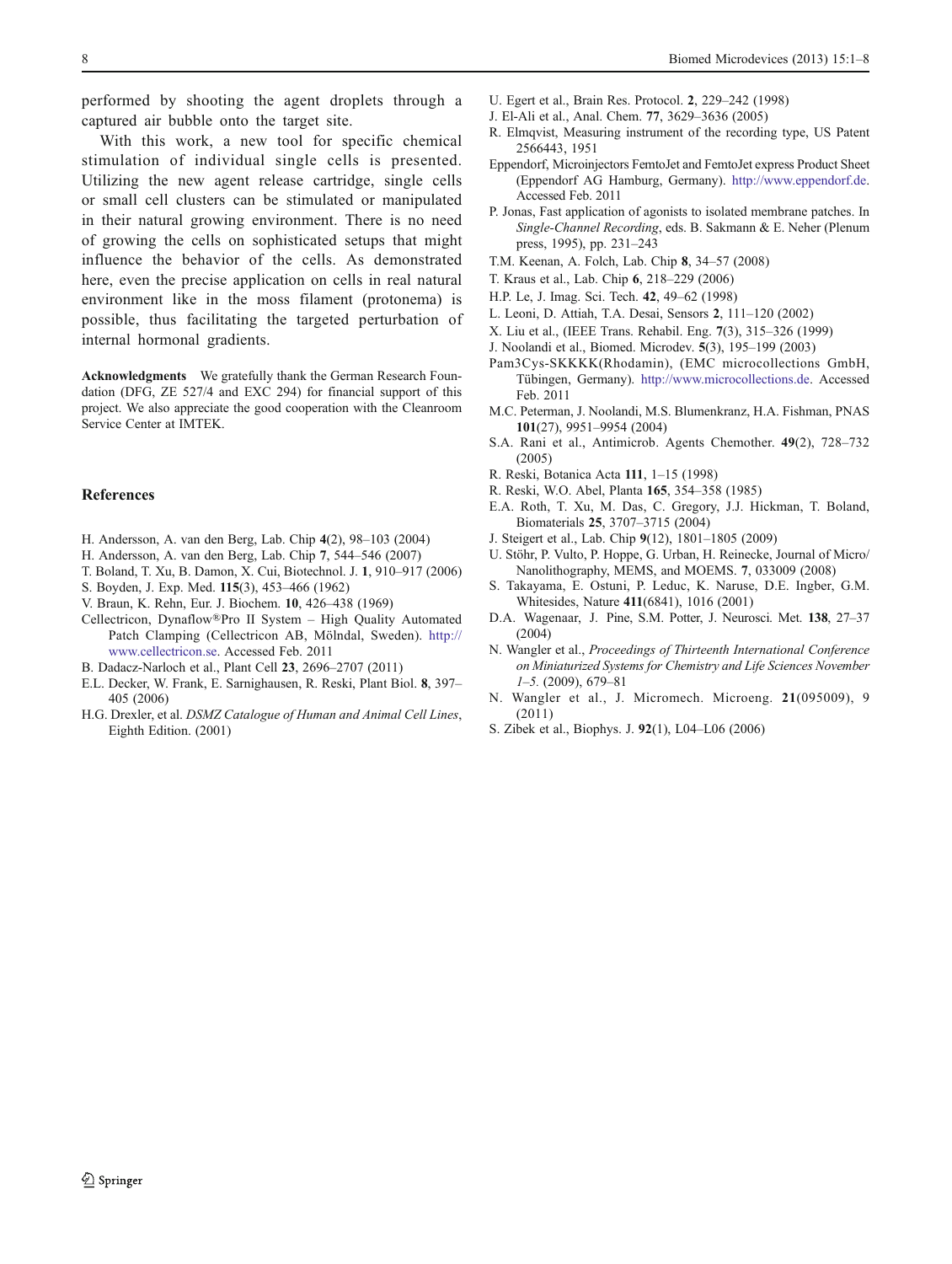performed by shooting the agent droplets through a captured air bubble onto the target site.

With this work, a new tool for specific chemical stimulation of individual single cells is presented. Utilizing the new agent release cartridge, single cells or small cell clusters can be stimulated or manipulated in their natural growing environment. There is no need of growing the cells on sophisticated setups that might influence the behavior of the cells. As demonstrated here, even the precise application on cells in real natural environment like in the moss filament (protonema) is possible, thus facilitating the targeted perturbation of internal hormonal gradients.

**Acknowledgments** We gratefully thank the German Research Foundation (DFG, ZE 527/4 and EXC 294) for financial support of this project. We also appreciate the good cooperation with the Cleanroom Service Center at IMTEK.

## References

- H. Andersson, A. van den Berg, Lab. Chip **4**(2), 98–103 (2004)
- H. Andersson, A. van den Berg, Lab. Chip **7**, 544–546 (2007)
- T. Boland, T. Xu, B. Damon, X. Cui, Biotechnol. J. **1**, 910–917 (2006)
- S. Boyden, J. Exp. Med. **115**(3), 453–466 (1962)
- V. Braun, K. Rehn, Eur. J. Biochem. **10**, 426–438 (1969)
- Cellectricon, Dynaflow®Pro II System – High Quality Automated Patch Clamping (Cellectricon AB, Mölndal, Sweden). http://www.cellectricon.se. Accessed Feb. 2011
- B. Dadacz-Narloch et al., Plant Cell **23**, 2696–2707 (2011)
- E.L. Decker, W. Frank, E. Sarnighausen, R. Reski, Plant Biol. **8**, 397–405 (2006)
- H.G. Drexler, et al. *DSMZ Catalogue of Human and Animal Cell Lines*, Eighth Edition. (2001)
- U. Egert et al., Brain Res. Protocol. **2**, 229–242 (1998)
- J. El-Ali et al., Anal. Chem. **77**, 3629–3636 (2005)
- R. Elmqvist, Measuring instrument of the recording type, US Patent 2566443, 1951
- Eppendorf, Microinjectors FemtoJet and FemtoJet express Product Sheet (Eppendorf AG Hamburg, Germany). http://www.eppendorf.de. Accessed Feb. 2011
- P. Jonas, Fast application of agonists to isolated membrane patches. In *Single-Channel Recording*, eds. B. Sakmann & E. Neher (Plenum press, 1995), pp. 231–243
- T.M. Keenan, A. Folch, Lab. Chip **8**, 34–57 (2008)
- T. Kraus et al., Lab. Chip **6**, 218–229 (2006)
- H.P. Le, J. Imag. Sci. Tech. **42**, 49–62 (1998)
- L. Leoni, D. Attiah, T.A. Desai, Sensors **2**, 111–120 (2002)
- X. Liu et al., (IEEE Trans. Rehabil. Eng. **7**(3), 315–326 (1999)
- J. Noolandi et al., Biomed. Microdev. **5**(3), 195–199 (2003)
- Pam3Cys-SKKKK(Rhodamin), (EMC microcollections GmbH, Tübingen, Germany). http://www.microcollections.de. Accessed Feb. 2011
- M.C. Peterman, J. Noolandi, M.S. Blumenkranz, H.A. Fishman, PNAS **101**(27), 9951–9954 (2004)
- S.A. Rani et al., Antimicrob. Agents Chemother. **49**(2), 728–732 (2005)
- R. Reski, Botanica Acta **111**, 1–15 (1998)
- R. Reski, W.O. Abel, Planta **165**, 354–358 (1985)
- E.A. Roth, T. Xu, M. Das, C. Gregory, J.J. Hickman, T. Boland, Biomaterials **25**, 3707–3715 (2004)
- J. Steigert et al., Lab. Chip **9**(12), 1801–1805 (2009)
- U. Stöhr, P. Vulto, P. Hoppe, G. Urban, H. Reinecke, Journal of Micro/Nanolithography, MEMS, and MOEMS. **7**, 033009 (2008)
- S. Takayama, E. Ostuni, P. Leduc, K. Naruse, D.E. Ingber, G.M. Whitesides, Nature **411**(6841), 1016 (2001)
- D.A. Wagenaar, J. Pine, S.M. Potter, J. Neurosci. Met. **138**, 27–37 (2004)
- N. Wangler et al., *Proceedings of Thirteenth International Conference on Miniaturized Systems for Chemistry and Life Sciences November 1–5.* (2009), 679–81
- N. Wangler et al., J. Micromech. Microeng. **21**(095009), 9 (2011)
- S. Zibek et al., Biophys. J. **92**(1), L04–L06 (2006)